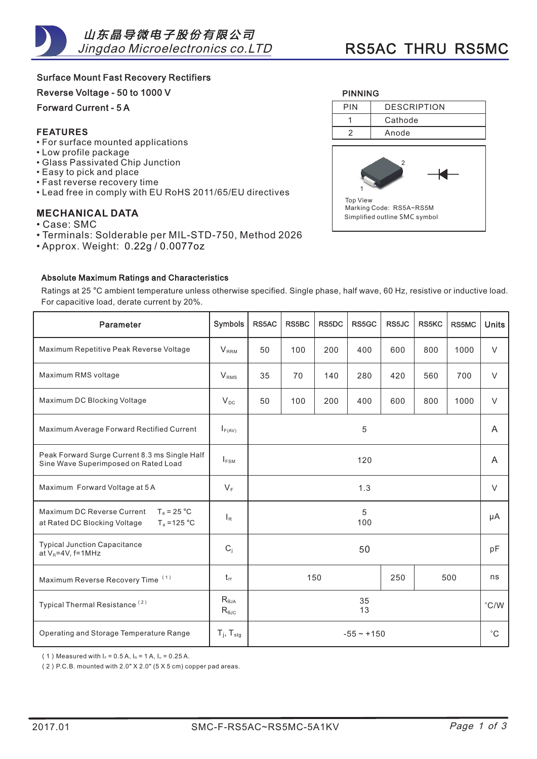山东晶导微电子股份有限公司
Jingdao Microelectronics co.LTD

# RS5AC THRU RS5MC

**Surface Mount Fast Recovery Rectifiers**

**Reverse Voltage - 50 to 1000 V**

**Forward Current - 5 A**

## FEATURES

- For surface mounted applications
- Low profile package
- Glass Passivated Chip Junction
- Easy to pick and place
- Fast reverse recovery time
- Lead free in comply with EU RoHS 2011/65/EU directives

## MECHANICAL DATA

- Case: SMC
- Terminals: Solderable per MIL-STD-750, Method 2026
- Approx. Weight: 0.22g / 0.0077oz

**PINNING**

| PIN | DESCRIPTION |
|---|---|
| 1 | Cathode |
| 2 | Anode |

Top View
Marking Code: RS5A~RS5M
Simplified outline SMC symbol

### Absolute Maximum Ratings and Characteristics

Ratings at 25 °C ambient temperature unless otherwise specified. Single phase, half wave, 60 Hz, resistive or inductive load. For capacitive load, derate current by 20%.

| Parameter | Symbols | RS5AC | RS5BC | RS5DC | RS5GC | RS5JC | RS5KC | RS5MC | Units |
|---|---|---|---|---|---|---|---|---|---|
| Maximum Repetitive Peak Reverse Voltage | $V_{RRM}$ | 50 | 100 | 200 | 400 | 600 | 800 | 1000 | V |
| Maximum RMS voltage | $V_{RMS}$ | 35 | 70 | 140 | 280 | 420 | 560 | 700 | V |
| Maximum DC Blocking Voltage | $V_{DC}$ | 50 | 100 | 200 | 400 | 600 | 800 | 1000 | V |
| Maximum Average Forward Rectified Current | $I_{F(AV)}$ | 5 | | | | | | | A |
| Peak Forward Surge Current 8.3 ms Single Half Sine Wave Superimposed on Rated Load | $I_{FSM}$ | 120 | | | | | | | A |
| Maximum Forward Voltage at 5 A | $V_F$ | 1.3 | | | | | | | V |
| Maximum DC Reverse Current at Rated DC Blocking Voltage, $T_a$ = 25 °C / $T_a$ =125 °C | $I_R$ | 5 / 100 | | | | | | | μA |
| Typical Junction Capacitance at $V_R$=4V, f=1MHz | $C_j$ | 50 | | | | | | | pF |
| Maximum Reverse Recovery Time (1) | $t_{rr}$ | 150 | | | | 250 | 500 | | ns |
| Typical Thermal Resistance (2) | $R_{\theta JA}$ / $R_{\theta JC}$ | 35 / 13 | | | | | | | °C/W |
| Operating and Storage Temperature Range | $T_j$, $T_{stg}$ | -55 ~ +150 | | | | | | | °C |

( 1 ) Measured with $I_F$ = 0.5 A, $I_R$ = 1 A, $I_{rr}$ = 0.25 A.
( 2 ) P.C.B. mounted with 2.0" X 2.0" (5 X 5 cm) copper pad areas.

2017.01 SMC-F-RS5AC~RS5MC-5A1KV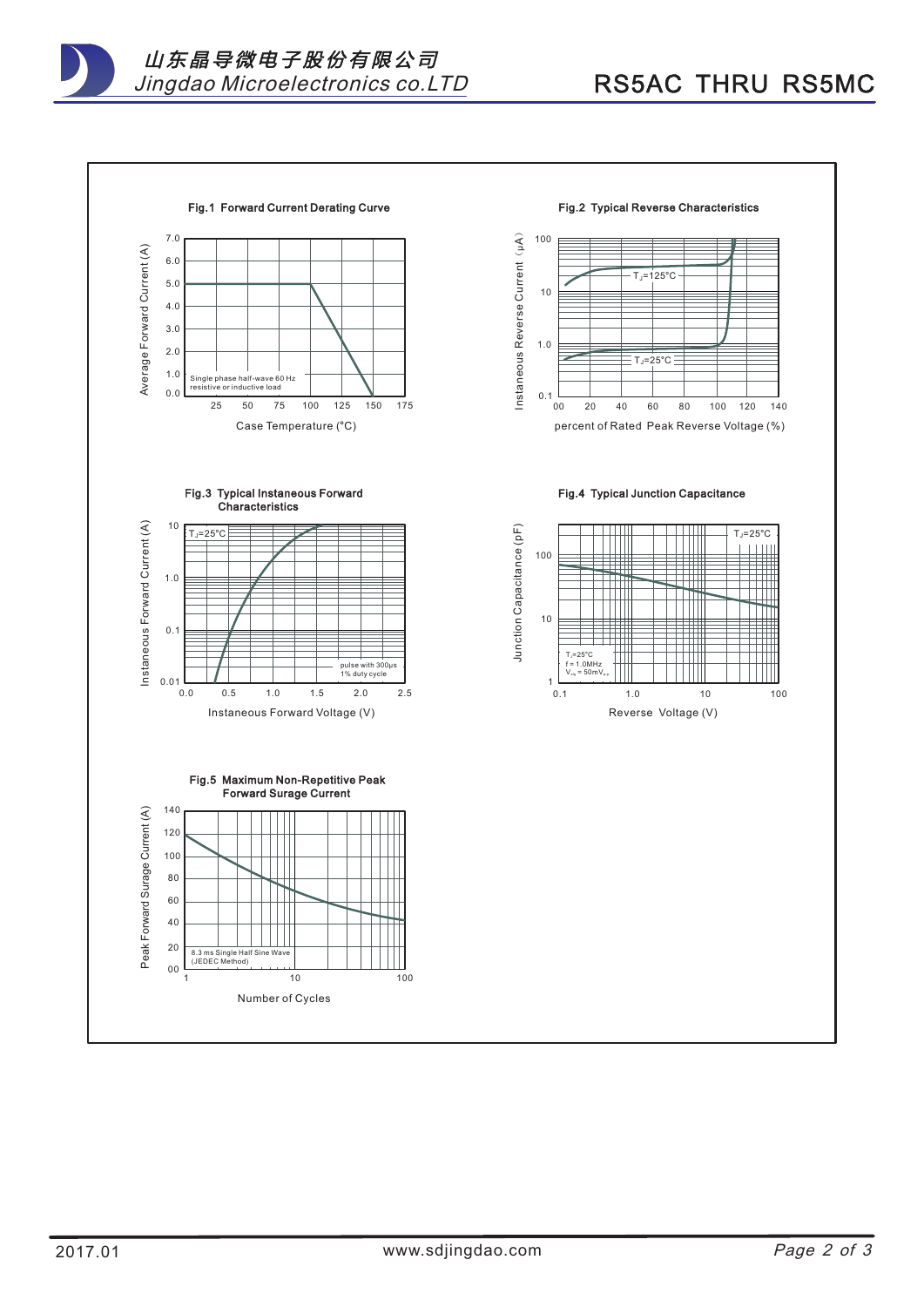**Fig.1 Forward Current Derating Curve**

Average Forward Current (A)

7.0, 6.0, 5.0, 4.0, 3.0, 2.0, 1.0, 0.0

Single phase half-wave 60 Hz resistive or inductive load

25 50 75 100 125 150 175

Case Temperature (°C)

**Fig.2 Typical Reverse Characteristics**

Instaneous Reverse Current (μA)

100, 10, 1.0, 0.1

$T_J$=125°C

$T_J$=25°C

00 20 40 60 80 100 120 140

percent of Rated Peak Reverse Voltage (%)

**Fig.3 Typical Instaneous Forward Characteristics**

Instaneous Forward Current (A)

10, 1.0, 0.1, 0.01

$T_J$=25°C

pulse with 300μs 1% duty cycle

0.0 0.5 1.0 1.5 2.0 2.5

Instaneous Forward Voltage (V)

**Fig.4 Typical Junction Capacitance**

Junction Capacitance (pF)

100, 10, 1

$T_J$=25°C

$T_J$=25°C f = 1.0MHz $V_{sig}$ = 50m$V_{p-p}$

0.1 1.0 10 100

Reverse Voltage (V)

**Fig.5 Maximum Non-Repetitive Peak Forward Surge Current**

Peak Forward Surge Current (A)

140, 120, 100, 80, 60, 40, 20, 00

8.3 ms Single Half Sine Wave (JEDEC Method)

1 10 100

Number of Cycles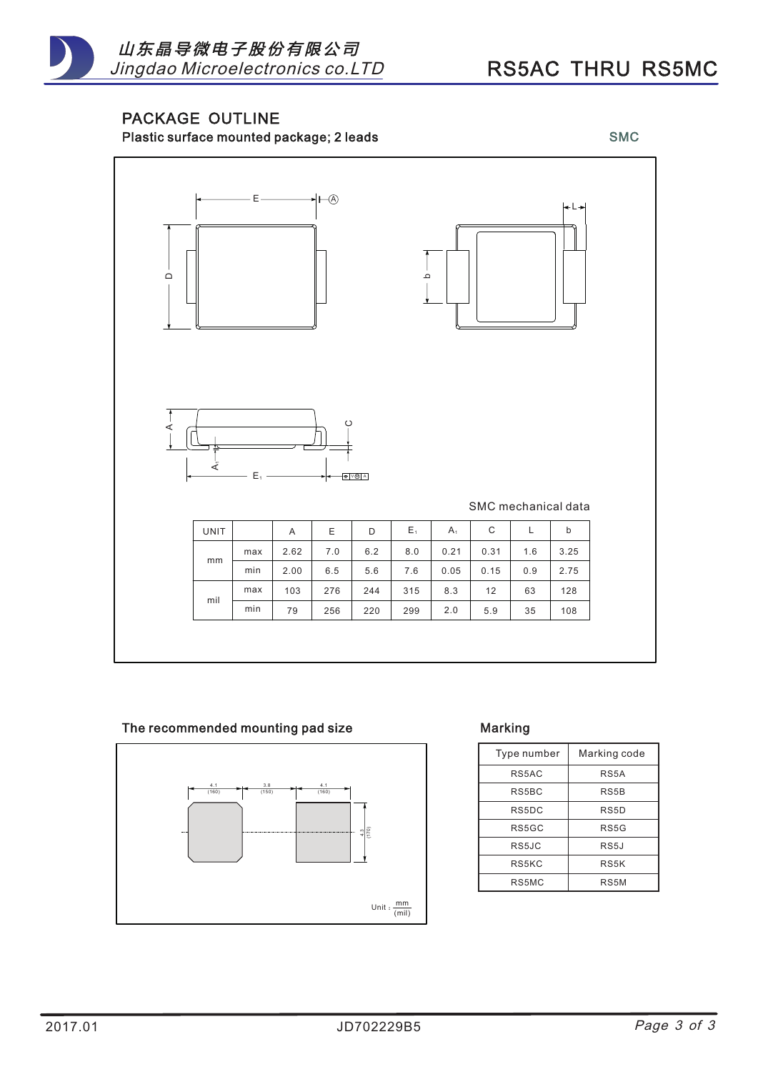## PACKAGE OUTLINE

Plastic surface mounted package; 2 leads

SMC

SMC mechanical data

| UNIT | | A | E | D | $E_1$ | $A_1$ | C | L | b |
|---|---|---|---|---|---|---|---|---|---|
| mm | max | 2.62 | 7.0 | 6.2 | 8.0 | 0.21 | 0.31 | 1.6 | 3.25 |
| | min | 2.00 | 6.5 | 5.6 | 7.6 | 0.05 | 0.15 | 0.9 | 2.75 |
| mil | max | 103 | 276 | 244 | 315 | 8.3 | 12 | 63 | 128 |
| | min | 79 | 256 | 220 | 299 | 2.0 | 5.9 | 35 | 108 |

### The recommended mounting pad size

4.1 (160)
3.8 (150)
4.1 (160)
4.3 (170)

Unit : mm (mil)

### Marking

| Type number | Marking code |
|---|---|
| RS5AC | RS5A |
| RS5BC | RS5B |
| RS5DC | RS5D |
| RS5GC | RS5G |
| RS5JC | RS5J |
| RS5KC | RS5K |
| RS5MC | RS5M |

2017.01 JD702229B5